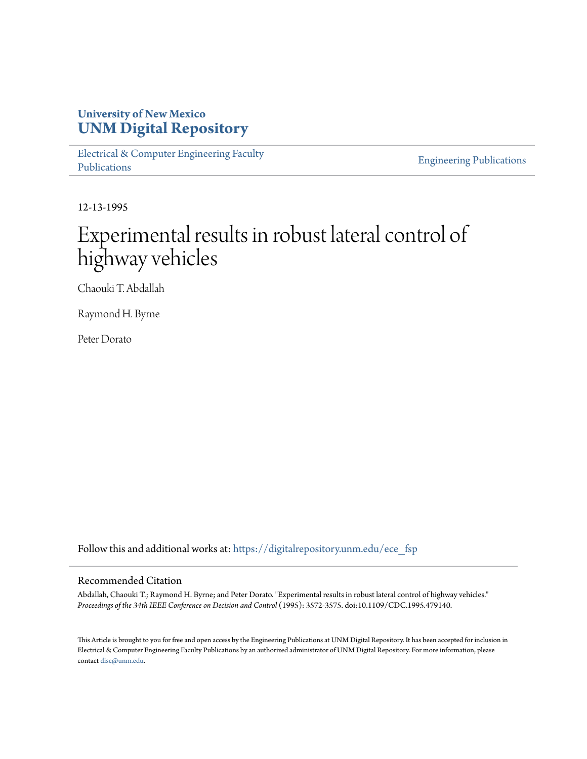University of New Mexico
**UNM Digital Repository**

Electrical & Computer Engineering Faculty Publications

Engineering Publications

12-13-1995

# Experimental results in robust lateral control of highway vehicles

Chaouki T. Abdallah

Raymond H. Byrne

Peter Dorato

Follow this and additional works at: https://digitalrepository.unm.edu/ece_fsp

## Recommended Citation

Abdallah, Chaouki T.; Raymond H. Byrne; and Peter Dorato. "Experimental results in robust lateral control of highway vehicles." *Proceedings of the 34th IEEE Conference on Decision and Control* (1995): 3572-3575. doi:10.1109/CDC.1995.479140.

This Article is brought to you for free and open access by the Engineering Publications at UNM Digital Repository. It has been accepted for inclusion in Electrical & Computer Engineering Faculty Publications by an authorized administrator of UNM Digital Repository. For more information, please contact disc@unm.edu.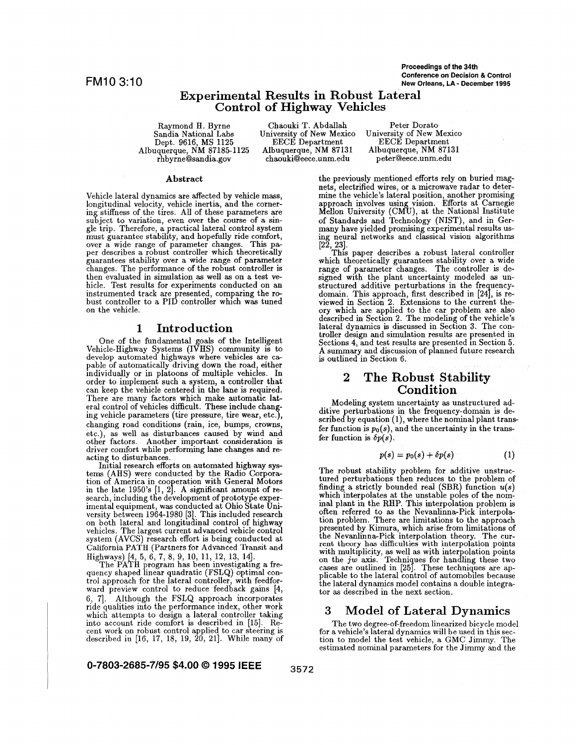# Experimental Results in Robust Lateral Control of Highway Vehicles

Raymond H. Byrne
Sandia National Labs
Dept. 9616, MS 1125
Albuquerque, NM 87185-1125
rhbyrne@sandia.gov

Chaouki T. Abdallah
University of New Mexico
EECE Department
Albuquerque, NM 87131
chaouki@eece.unm.edu

Peter Dorato
University of New Mexico
EECE Department
Albuquerque, NM 87131
peter@eece.unm.edu

### Abstract

Vehicle lateral dynamics are affected by vehicle mass, longitudinal velocity, vehicle inertia, and the cornering stiffness of the tires. All of these parameters are subject to variation, even over the course of a single trip. Therefore, a practical lateral control system must guarantee stability, and hopefully ride comfort, over a wide range of parameter changes. This paper describes a robust controller which theoretically guarantees stability over a wide range of parameter changes. The performance of the robust controller is then evaluated in simulation as well as on a test vehicle. Test results for experiments conducted on an instrumented track are presented, comparing the robust controller to a PID controller which was tuned on the vehicle.

## 1 Introduction

One of the fundamental goals of the Intelligent Vehicle-Highway Systems (IVHS) community is to develop automated highways where vehicles are capable of automatically driving down the road, either individually or in platoons of multiple vehicles. In order to implement such a system, a controller that can keep the vehicle centered in the lane is required. There are many factors which make automatic lateral control of vehicles difficult. These include changing vehicle parameters (tire pressure, tire wear, etc.), changing road conditions (rain, ice, bumps, crowns, etc.), as well as disturbances caused by wind and other factors. Another important consideration is driver comfort while performing lane changes and reacting to disturbances.

Initial research efforts on automated highway systems (AHS) were conducted by the Radio Corporation of America in cooperation with General Motors in the late 1950's [1, 2]. A significant amount of research, including the development of prototype experimental equipment, was conducted at Ohio State University between 1964-1980 [3]. This included research on both lateral and longitudinal control of highway vehicles. The largest current advanced vehicle control system (AVCS) research effort is being conducted at California PATH (Partners for Advanced Transit and Highways) [4, 5, 6, 7, 8, 9, 10, 11, 12, 13, 14].

The PATH program has been investigating a frequency shaped linear quadratic (FSLQ) optimal control approach for the lateral controller, with feedforward preview control to reduce feedback gains [4, 6, 7]. Although the FSLQ approach incorporates ride qualities into the performance index, other work which attempts to design a lateral controller taking into account ride comfort is described in [15]. Recent work on robust control applied to car steering is described in [16, 17, 18, 19, 20, 21]. While many of the previously mentioned efforts rely on buried magnets, electrified wires, or a microwave radar to determine the vehicle's lateral position, another promising approach involves using vision. Efforts at Carnegie Mellon University (CMU), at the National Institute of Standards and Technology (NIST), and in Germany have yielded promising experimental results using neural networks and classical vision algorithms [22, 23].

This paper describes a robust lateral controller which theoretically guarantees stability over a wide range of parameter changes. The controller is designed with the plant uncertainty modeled as unstructured additive perturbations in the frequency-domain. This approach, first described in [24], is reviewed in Section 2. Extensions to the current theory which are applied to the car problem are also described in Section 2. The modeling of the vehicle's lateral dynamics is discussed in Section 3. The controller design and simulation results are presented in Sections 4, and test results are presented in Section 5. A summary and discussion of planned future research is outlined in Section 6.

## 2 The Robust Stability Condition

Modeling system uncertainty as unstructured additive perturbations in the frequency-domain is described by equation (1), where the nominal plant transfer function is $p_0(s)$, and the uncertainty in the transfer function is $\delta p(s)$.

$$p(s) = p_0(s) + \delta p(s) \tag{1}$$

The robust stability problem for additive unstructured perturbations then reduces to the problem of finding a strictly bounded real (SBR) function $u(s)$ which interpolates at the unstable poles of the nominal plant in the RHP. This interpolation problem is often referred to as the Nevanlinna-Pick interpolation problem. There are limitations to the approach presented by Kimura, which arise from limitations of the Nevanlinna-Pick interpolation theory. The current theory has difficulties with interpolation points with multiplicity, as well as with interpolation points on the $jw$ axis. Techniques for handling these two cases are outlined in [25]. These techniques are applicable to the lateral control of automobiles because the lateral dynamics model contains a double integrator as described in the next section.

## 3 Model of Lateral Dynamics

The two degree-of-freedom linearized bicycle model for a vehicle's lateral dynamics will be used in this section to model the test vehicle, a GMC Jimmy. The estimated nominal parameters for the Jimmy and the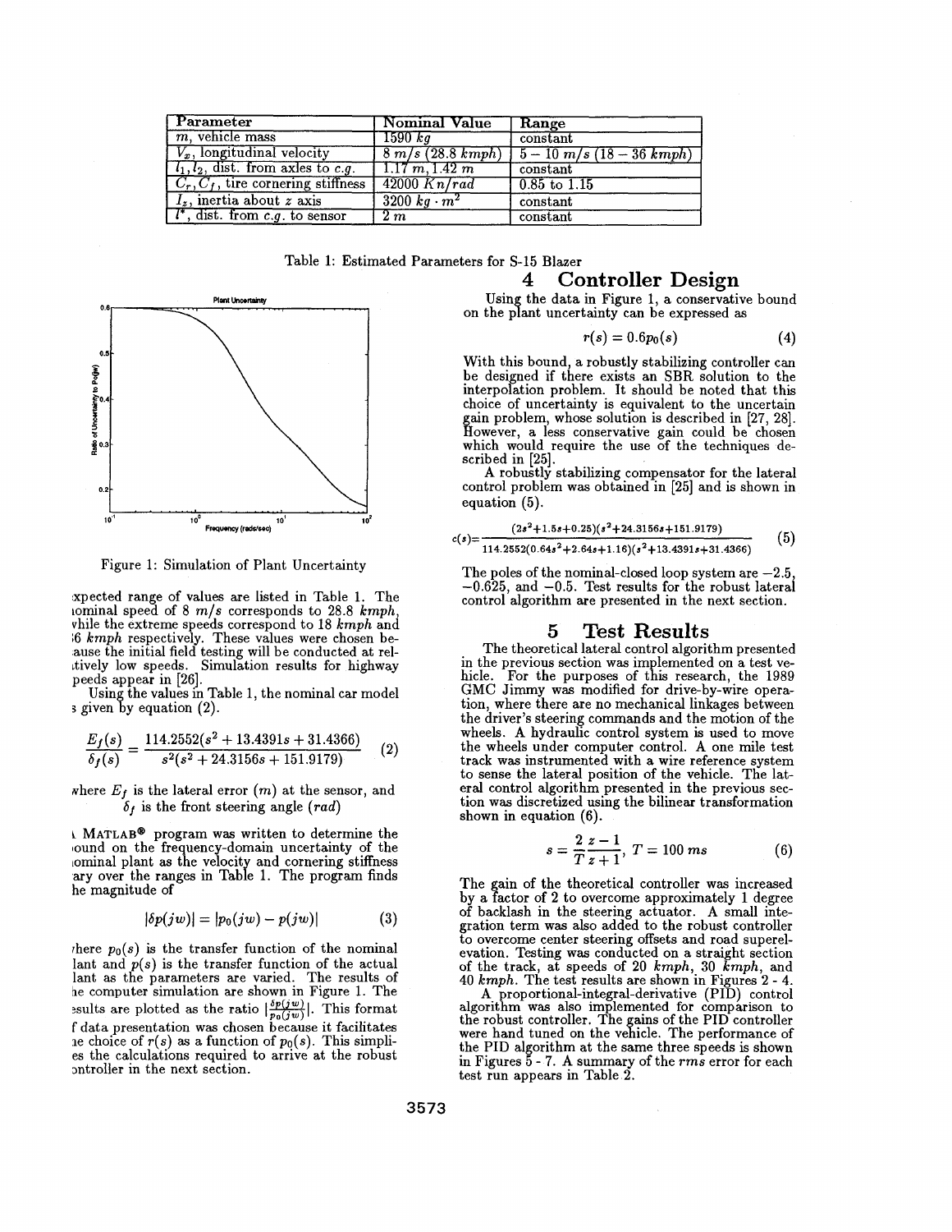| Parameter | Nominal Value | Range |
|---|---|---|
| $m$, vehicle mass | $1590\ kg$ | constant |
| $V_x$, longitudinal velocity | $8\ m/s$ ($28.8\ kmph$) | $5 - 10\ m/s$ ($18 - 36\ kmph$) |
| $l_1, l_2$, dist. from axles to $c.g.$ | $1.17\ m, 1.42\ m$ | constant |
| $C_r, C_f$, tire cornering stiffness | $42000\ Kn/rad$ | 0.85 to 1.15 |
| $I_z$, inertia about $z$ axis | $3200\ kg \cdot m^2$ | constant |
| $l^*$, dist. from $c.g.$ to sensor | $2\ m$ | constant |

Table 1: Estimated Parameters for S-15 Blazer

Figure 1: Simulation of Plant Uncertainty

expected range of values are listed in Table 1. The nominal speed of $8\ m/s$ corresponds to $28.8\ kmph$, while the extreme speeds correspond to $18\ kmph$ and $36\ kmph$ respectively. These values were chosen because the initial field testing will be conducted at relatively low speeds. Simulation results for highway speeds appear in [26].

Using the values in Table 1, the nominal car model is given by equation (2).

$$\frac{E_f(s)}{\delta_f(s)} = \frac{114.2552(s^2 + 13.4391s + 31.4366)}{s^2(s^2 + 24.3156s + 151.9179)} \qquad (2)$$

where $E_f$ is the lateral error ($m$) at the sensor, and $\delta_f$ is the front steering angle ($rad$)

A MATLAB® program was written to determine the bound on the frequency-domain uncertainty of the nominal plant as the velocity and cornering stiffness vary over the ranges in Table 1. The program finds the magnitude of

$$|\delta p(jw)| = |p_0(jw) - p(jw)| \qquad (3)$$

where $p_0(s)$ is the transfer function of the nominal plant and $p(s)$ is the transfer function of the actual plant as the parameters are varied. The results of the computer simulation are shown in Figure 1. The results are plotted as the ratio $|\frac{\delta p(jw)}{p_0(jw)}|$. This format of data presentation was chosen because it facilitates the choice of $r(s)$ as a function of $p_0(s)$. This simplifies the calculations required to arrive at the robust controller in the next section.

# 4 Controller Design

Using the data in Figure 1, a conservative bound on the plant uncertainty can be expressed as

$$r(s) = 0.6p_0(s) \qquad (4)$$

With this bound, a robustly stabilizing controller can be designed if there exists an SBR solution to the interpolation problem. It should be noted that this choice of uncertainty is equivalent to the uncertain gain problem, whose solution is described in [27, 28]. However, a less conservative gain could be chosen which would require the use of the techniques described in [25].

A robustly stabilizing compensator for the lateral control problem was obtained in [25] and is shown in equation (5).

$$c(s) = \frac{(2s^2+1.5s+0.25)(s^2+24.3156s+151.9179)}{114.2552(0.64s^2+2.64s+1.16)(s^2+13.4391s+31.4366)} \qquad (5)$$

The poles of the nominal-closed loop system are $-2.5$, $-0.625$, and $-0.5$. Test results for the robust lateral control algorithm are presented in the next section.

# 5 Test Results

The theoretical lateral control algorithm presented in the previous section was implemented on a test vehicle. For the purposes of this research, the 1989 GMC Jimmy was modified for drive-by-wire operation, where there are no mechanical linkages between the driver's steering commands and the motion of the wheels. A hydraulic control system is used to move the wheels under computer control. A one mile test track was instrumented with a wire reference system to sense the lateral position of the vehicle. The lateral control algorithm presented in the previous section was discretized using the bilinear transformation shown in equation (6).

$$s = \frac{2}{T}\frac{z-1}{z+1}, \ T = 100\ ms \qquad (6)$$

The gain of the theoretical controller was increased by a factor of 2 to overcome approximately 1 degree of backlash in the steering actuator. A small integration term was also added to the robust controller to overcome center steering offsets and road superelevation. Testing was conducted on a straight section of the track, at speeds of $20\ kmph$, $30\ kmph$, and $40\ kmph$. The test results are shown in Figures 2 - 4.

A proportional-integral-derivative (PID) control algorithm was also implemented for comparison to the robust controller. The gains of the PID controller were hand tuned on the vehicle. The performance of the PID algorithm at the same three speeds is shown in Figures 5 - 7. A summary of the *rms* error for each test run appears in Table 2.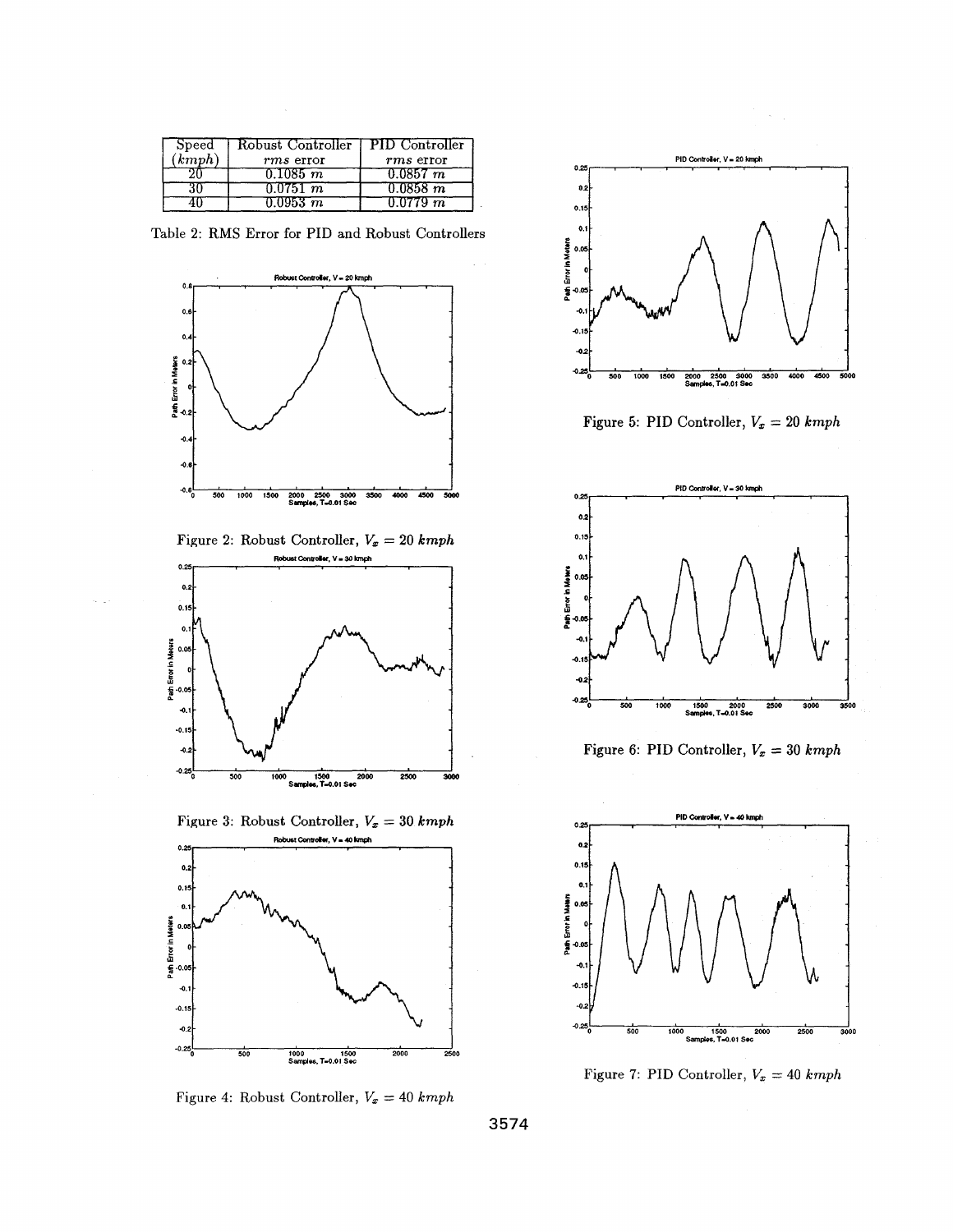| Speed ($kmph$) | Robust Controller $rms$ error | PID Controller $rms$ error |
|---|---|---|
| 20 | $0.1085\ m$ | $0.0857\ m$ |
| 30 | $0.0751\ m$ | $0.0858\ m$ |
| 40 | $0.0953\ m$ | $0.0779\ m$ |

Table 2: RMS Error for PID and Robust Controllers

Figure 2: Robust Controller, $V_x = 20\ kmph$

Figure 3: Robust Controller, $V_x = 30\ kmph$

Figure 4: Robust Controller, $V_x = 40\ kmph$

Figure 5: PID Controller, $V_x = 20\ kmph$

Figure 6: PID Controller, $V_x = 30\ kmph$

Figure 7: PID Controller, $V_x = 40\ kmph$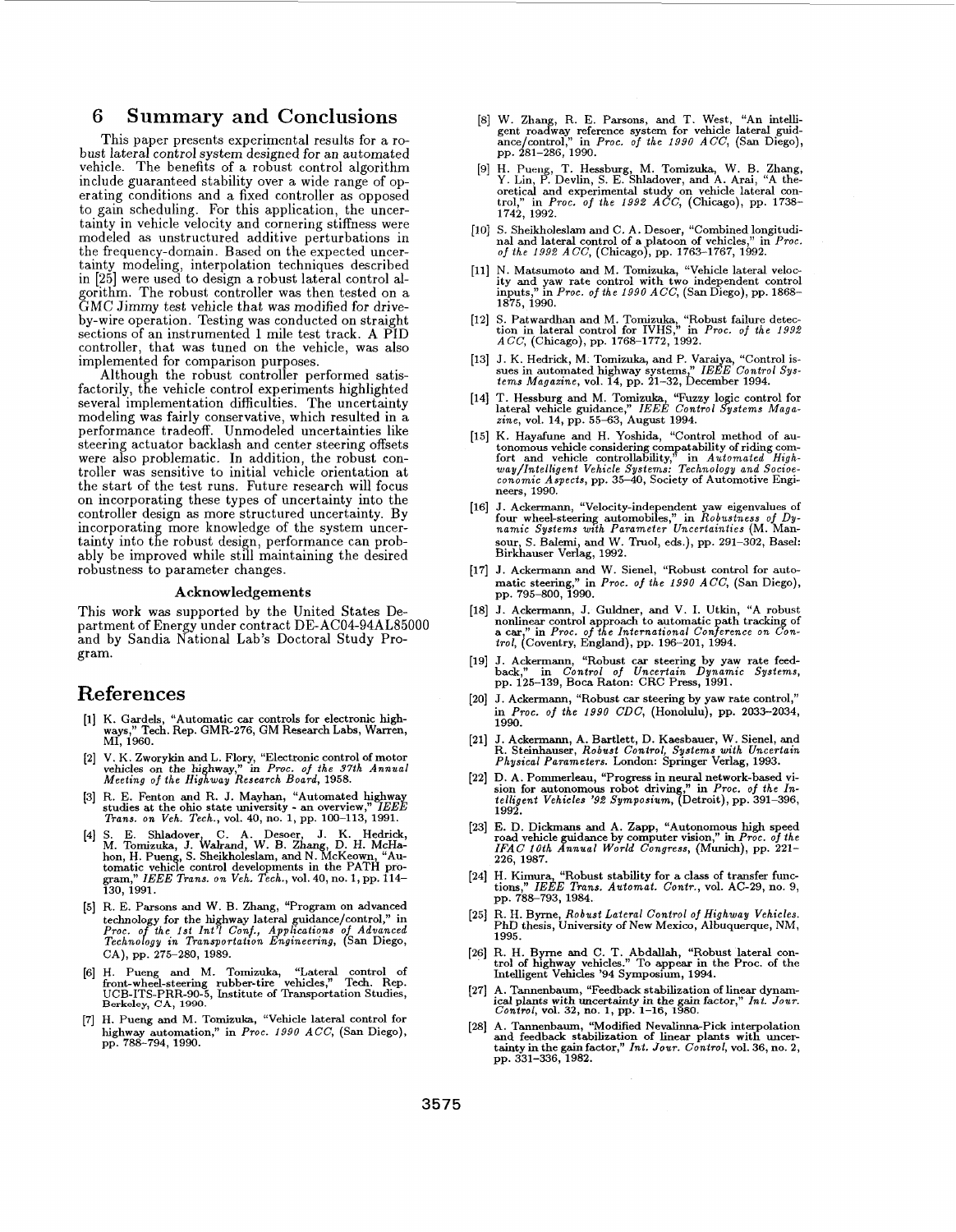## 6 Summary and Conclusions

This paper presents experimental results for a robust lateral control system designed for an automated vehicle. The benefits of a robust control algorithm include guaranteed stability over a wide range of operating conditions and a fixed controller as opposed to gain scheduling. For this application, the uncertainty in vehicle velocity and cornering stiffness were modeled as unstructured additive perturbations in the frequency-domain. Based on the expected uncertainty modeling, interpolation techniques described in [25] were used to design a robust lateral control algorithm. The robust controller was then tested on a GMC Jimmy test vehicle that was modified for drive-by-wire operation. Testing was conducted on straight sections of an instrumented 1 mile test track. A PID controller, that was tuned on the vehicle, was also implemented for comparison purposes.

Although the robust controller performed satisfactorily, the vehicle control experiments highlighted several implementation difficulties. The uncertainty modeling was fairly conservative, which resulted in a performance tradeoff. Unmodeled uncertainties like steering actuator backlash and center steering offsets were also problematic. In addition, the robust controller was sensitive to initial vehicle orientation at the start of the test runs. Future research will focus on incorporating these types of uncertainty into the controller design as more structured uncertainty. By incorporating more knowledge of the system uncertainty into the robust design, performance can probably be improved while still maintaining the desired robustness to parameter changes.

### Acknowledgements

This work was supported by the United States Department of Energy under contract DE-AC04-94AL85000 and by Sandia National Lab's Doctoral Study Program.

## References

[1] K. Gardels, "Automatic car controls for electronic highways," Tech. Rep. GMR-276, GM Research Labs, Warren, MI, 1960.

[2] V. K. Zworykin and L. Flory, "Electronic control of motor vehicles on the highway," in *Proc. of the 37th Annual Meeting of the Highway Research Board*, 1958.

[3] R. E. Fenton and R. J. Mayhan, "Automated highway studies at the ohio state university - an overview," *IEEE Trans. on Veh. Tech.*, vol. 40, no. 1, pp. 100–113, 1991.

[4] S. E. Shladover, C. A. Desoer, J. K. Hedrick, M. Tomizuka, J. Walrand, W. B. Zhang, D. H. McMahon, H. Peng, S. Sheikholeslam, and N. McKeown, "Automatic vehicle control developments in the PATH program," *IEEE Trans. on Veh. Tech.*, vol. 40, no. 1, pp. 114–130, 1991.

[5] R. E. Parsons and W. B. Zhang, "Program on advanced technology for the highway lateral guidance/control," in *Proc. of the 1st Int'l Conf., Applications of Advanced Technology in Transportation Engineering*, (San Diego, CA), pp. 275–280, 1989.

[6] H. Peng and M. Tomizuka, "Lateral control of front-wheel-steering rubber-tire vehicles," Tech. Rep. UCB-ITS-PRR-90-5, Institute of Transportation Studies, Berkeley, CA, 1990.

[7] H. Peng and M. Tomizuka, "Vehicle lateral control for highway automation," in *Proc. 1990 ACC*, (San Diego), pp. 788–794, 1990.

[8] W. Zhang, R. E. Parsons, and T. West, "An intelligent roadway reference system for vehicle lateral guidance/control," in *Proc. of the 1990 ACC*, (San Diego), pp. 281–286, 1990.

[9] H. Peng, T. Hessburg, M. Tomizuka, W. B. Zhang, Y. Lin, P. Devlin, S. E. Shladover, and A. Arai, "A theoretical and experimental study on vehicle lateral control," in *Proc. of the 1992 ACC*, (Chicago), pp. 1738–1742, 1992.

[10] S. Sheikholeslam and C. A. Desoer, "Combined longitudinal and lateral control of a platoon of vehicles," in *Proc. of the 1992 ACC*, (Chicago), pp. 1763–1767, 1992.

[11] N. Matsumoto and M. Tomizuka, "Vehicle lateral velocity and yaw rate control with two independent control inputs," in *Proc. of the 1990 ACC*, (San Diego), pp. 1868–1875, 1990.

[12] S. Patwardhan and M. Tomizuka, "Robust failure detection in lateral control for IVHS," in *Proc. of the 1992 ACC*, (Chicago), pp. 1768–1772, 1992.

[13] J. K. Hedrick, M. Tomizuka, and P. Varaiya, "Control issues in automated highway systems," *IEEE Control Systems Magazine*, vol. 14, pp. 21–32, December 1994.

[14] T. Hessburg and M. Tomizuka, "Fuzzy logic control for lateral vehicle guidance," *IEEE Control Systems Magazine*, vol. 14, pp. 55–63, August 1994.

[15] K. Hayafune and H. Yoshida, "Control method of autonomous vehicle considering compatability of riding comfort and vehicle controllability," in *Automated Highway/Intelligent Vehicle Systems: Technology and Socioeconomic Aspects*, pp. 35–40, Society of Automotive Engineers, 1990.

[16] J. Ackermann, "Velocity-independent yaw eigenvalues of four wheel-steering automobiles," in *Robustness of Dynamic Systems with Parameter Uncertainties* (M. Mansour, S. Balemi, and W. Truol, eds.), pp. 291–302, Basel: Birkhauser Verlag, 1992.

[17] J. Ackermann and W. Sienel, "Robust control for automatic steering," in *Proc. of the 1990 ACC*, (San Diego), pp. 795–800, 1990.

[18] J. Ackermann, J. Guldner, and V. I. Utkin, "A robust nonlinear control approach to automatic path tracking of a car," in *Proc. of the International Conference on Control*, (Coventry, England), pp. 196–201, 1994.

[19] J. Ackermann, "Robust car steering by yaw rate feedback," in *Control of Uncertain Dynamic Systems*, pp. 125–139, Boca Raton: CRC Press, 1991.

[20] J. Ackermann, "Robust car steering by yaw rate control," in *Proc. of the 1990 CDC*, (Honolulu), pp. 2033–2034, 1990.

[21] J. Ackermann, A. Bartlett, D. Kaesbauer, W. Sienel, and R. Steinhauser, *Robust Control, Systems with Uncertain Physical Parameters*. London: Springer Verlag, 1993.

[22] D. A. Pommerleau, "Progress in neural network-based vision for autonomous robot driving," in *Proc. of the Intelligent Vehicles '92 Symposium*, (Detroit), pp. 391–396, 1992.

[23] E. D. Dickmans and A. Zapp, "Autonomous high speed road vehicle guidance by computer vision," in *Proc. of the IFAC 10th Annual World Congress*, (Munich), pp. 221–226, 1987.

[24] H. Kimura, "Robust stability for a class of transfer functions," *IEEE Trans. Automat. Contr.*, vol. AC-29, no. 9, pp. 788–793, 1984.

[25] R. H. Byrne, *Robust Lateral Control of Highway Vehicles*. PhD thesis, University of New Mexico, Albuquerque, NM, 1995.

[26] R. H. Byrne and C. T. Abdallah, "Robust lateral control of highway vehicles." To appear in the Proc. of the Intelligent Vehicles '94 Symposium, 1994.

[27] A. Tannenbaum, "Feedback stabilization of linear dynamical plants with uncertainty in the gain factor," *Int. Jour. Control*, vol. 32, no. 1, pp. 1–16, 1980.

[28] A. Tannenbaum, "Modified Nevalinna-Pick interpolation and feedback stabilization of linear plants with uncertainty in the gain factor," *Int. Jour. Control*, vol. 36, no. 2, pp. 331–336, 1982.